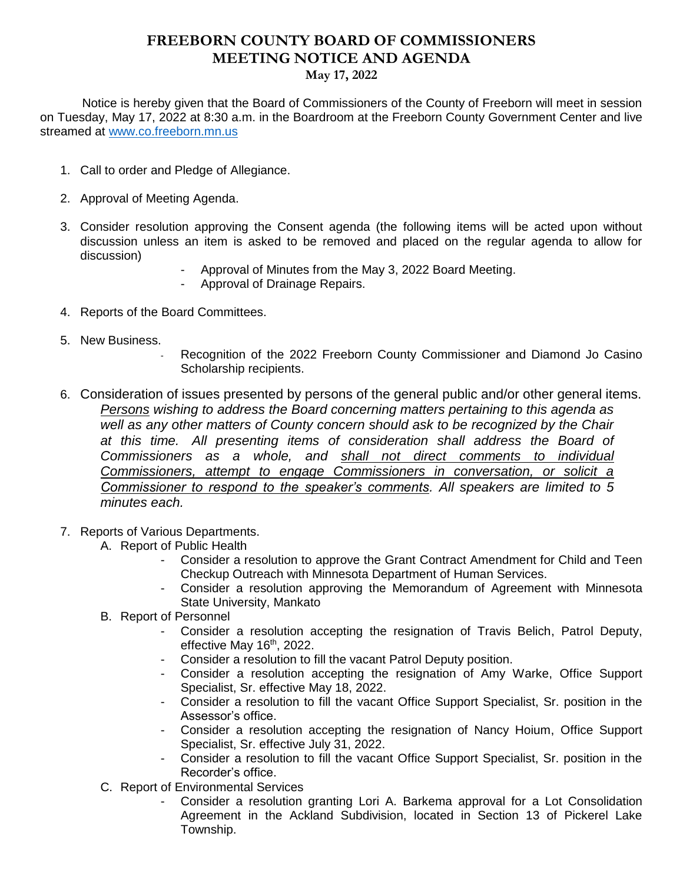# FREEBORN COUNTY BOARD OF COMMISSIONERS
# MEETING NOTICE AND AGENDA
**May 17, 2022**

Notice is hereby given that the Board of Commissioners of the County of Freeborn will meet in session on Tuesday, May 17, 2022 at 8:30 a.m. in the Boardroom at the Freeborn County Government Center and live streamed at [www.co.freeborn.mn.us](http://www.co.freeborn.mn.us)

1. Call to order and Pledge of Allegiance.
2. Approval of Meeting Agenda.
3. Consider resolution approving the Consent agenda (the following items will be acted upon without discussion unless an item is asked to be removed and placed on the regular agenda to allow for discussion)
   - Approval of Minutes from the May 3, 2022 Board Meeting.
   - Approval of Drainage Repairs.
4. Reports of the Board Committees.
5. New Business.
   - Recognition of the 2022 Freeborn County Commissioner and Diamond Jo Casino Scholarship recipients.
6. Consideration of issues presented by persons of the general public and/or other general items. *Persons wishing to address the Board concerning matters pertaining to this agenda as well as any other matters of County concern should ask to be recognized by the Chair at this time. All presenting items of consideration shall address the Board of Commissioners as a whole, and shall not direct comments to individual Commissioners, attempt to engage Commissioners in conversation, or solicit a Commissioner to respond to the speaker's comments. All speakers are limited to 5 minutes each.*
7. Reports of Various Departments.
   A. Report of Public Health
      - Consider a resolution to approve the Grant Contract Amendment for Child and Teen Checkup Outreach with Minnesota Department of Human Services.
      - Consider a resolution approving the Memorandum of Agreement with Minnesota State University, Mankato
   
   B. Report of Personnel
      - Consider a resolution accepting the resignation of Travis Belich, Patrol Deputy, effective May 16th, 2022.
      - Consider a resolution to fill the vacant Patrol Deputy position.
      - Consider a resolution accepting the resignation of Amy Warke, Office Support Specialist, Sr. effective May 18, 2022.
      - Consider a resolution to fill the vacant Office Support Specialist, Sr. position in the Assessor's office.
      - Consider a resolution accepting the resignation of Nancy Hoium, Office Support Specialist, Sr. effective July 31, 2022.
      - Consider a resolution to fill the vacant Office Support Specialist, Sr. position in the Recorder's office.
   
   C. Report of Environmental Services
      - Consider a resolution granting Lori A. Barkema approval for a Lot Consolidation Agreement in the Ackland Subdivision, located in Section 13 of Pickerel Lake Township.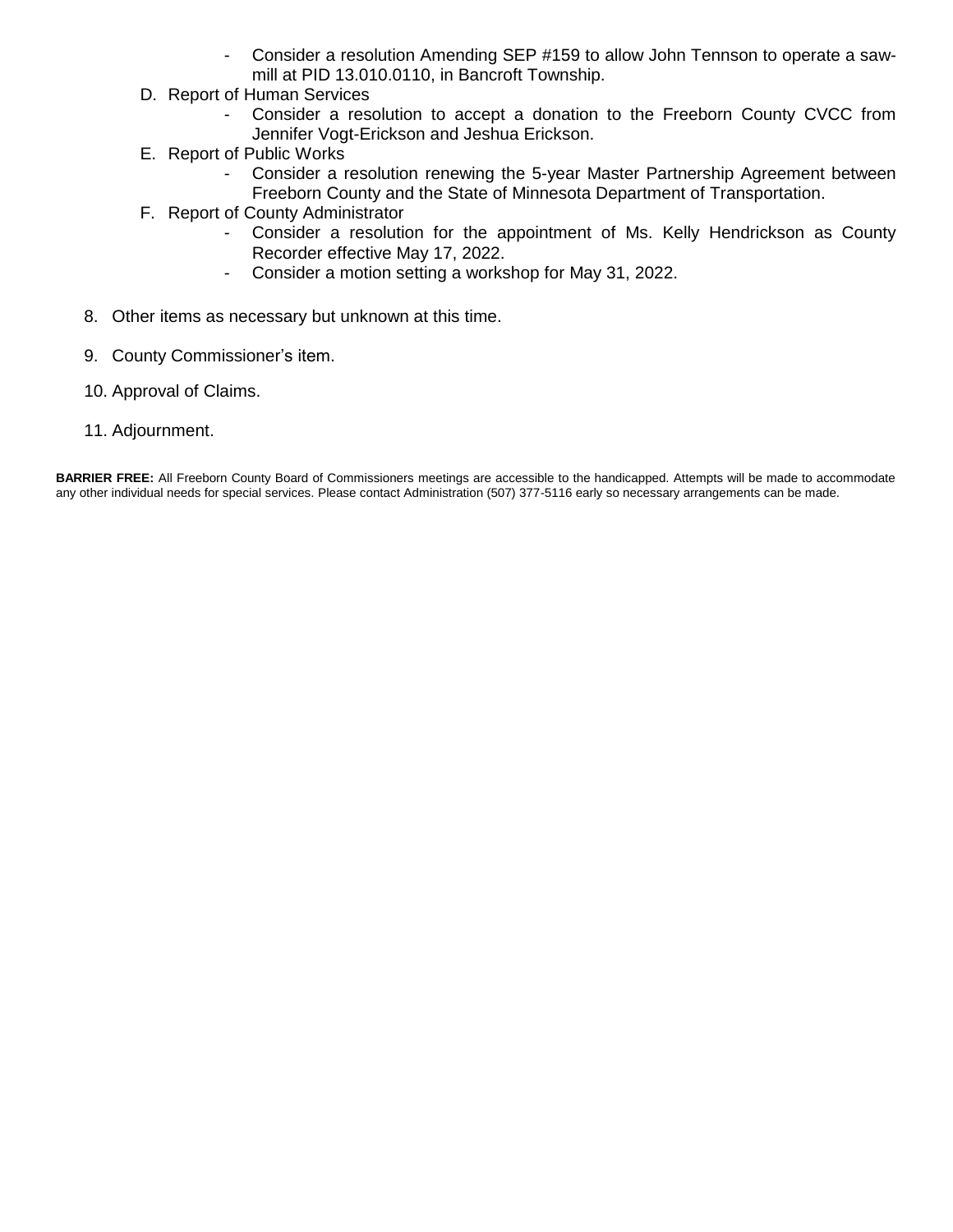- Consider a resolution Amending SEP #159 to allow John Tennson to operate a saw-mill at PID 13.010.0110, in Bancroft Township.

D. Report of Human Services
  - Consider a resolution to accept a donation to the Freeborn County CVCC from Jennifer Vogt-Erickson and Jeshua Erickson.

E. Report of Public Works
  - Consider a resolution renewing the 5-year Master Partnership Agreement between Freeborn County and the State of Minnesota Department of Transportation.

F. Report of County Administrator
  - Consider a resolution for the appointment of Ms. Kelly Hendrickson as County Recorder effective May 17, 2022.
  - Consider a motion setting a workshop for May 31, 2022.

8. Other items as necessary but unknown at this time.

9. County Commissioner's item.

10. Approval of Claims.

11. Adjournment.

**BARRIER FREE:** All Freeborn County Board of Commissioners meetings are accessible to the handicapped. Attempts will be made to accommodate any other individual needs for special services. Please contact Administration (507) 377-5116 early so necessary arrangements can be made.